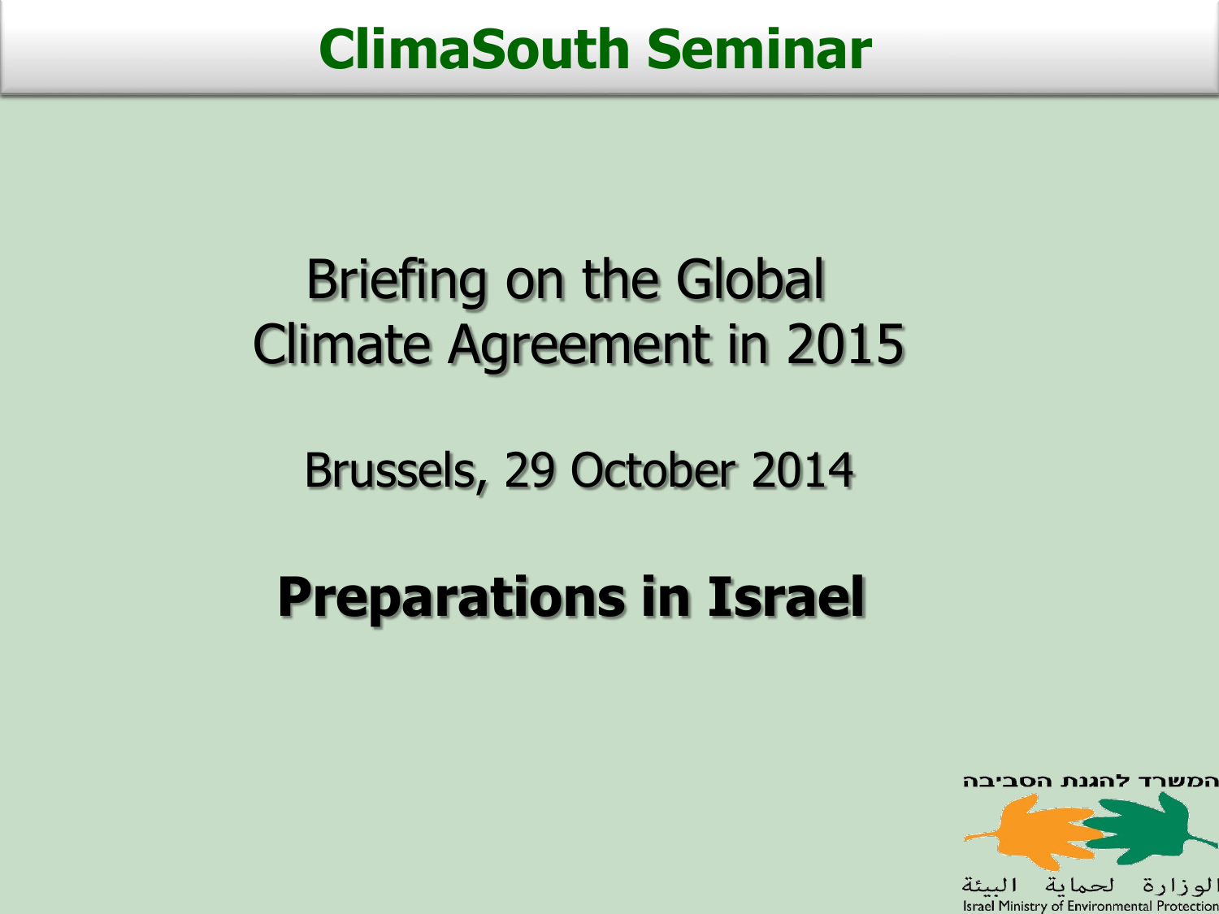# ClimaSouth Seminar

## Briefing on the Global Climate Agreement in 2015

Brussels, 29 October 2014

## Preparations in Israel

המשרד להגנת הסביבה

الوزارة لحماية البيئة

Israel Ministry of Environmental Protection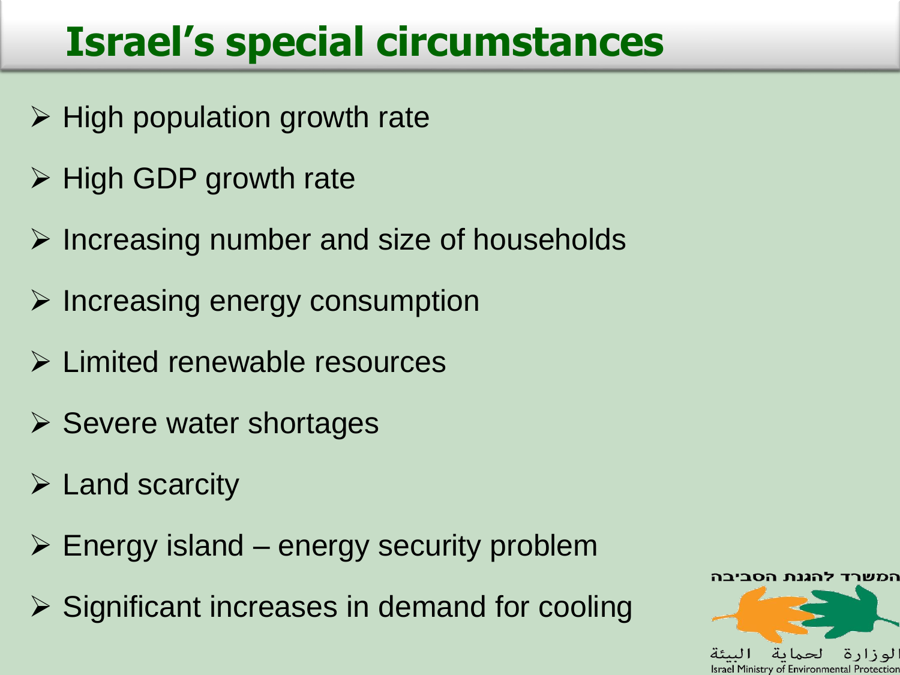# Israel's special circumstances

- High population growth rate
- High GDP growth rate
- Increasing number and size of households
- Increasing energy consumption
- Limited renewable resources
- Severe water shortages
- Land scarcity
- Energy island – energy security problem
- Significant increases in demand for cooling

המשרד להגנת הסביבה
الوزارة لحماية البيئة
Israel Ministry of Environmental Protection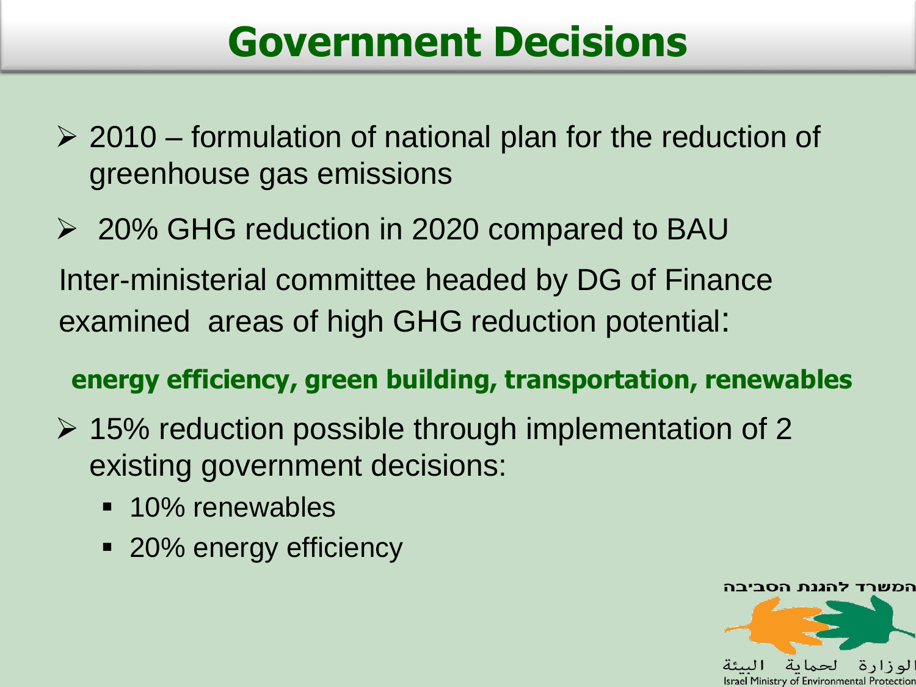# Government Decisions

- 2010 – formulation of national plan for the reduction of greenhouse gas emissions
- 20% GHG reduction in 2020 compared to BAU

Inter-ministerial committee headed by DG of Finance examined areas of high GHG reduction potential:

**energy efficiency, green building, transportation, renewables**

- 15% reduction possible through implementation of 2 existing government decisions:
  - 10% renewables
  - 20% energy efficiency

המשרד להגנת הסביבה

الوزارة لحماية البيئة

Israel Ministry of Environmental Protection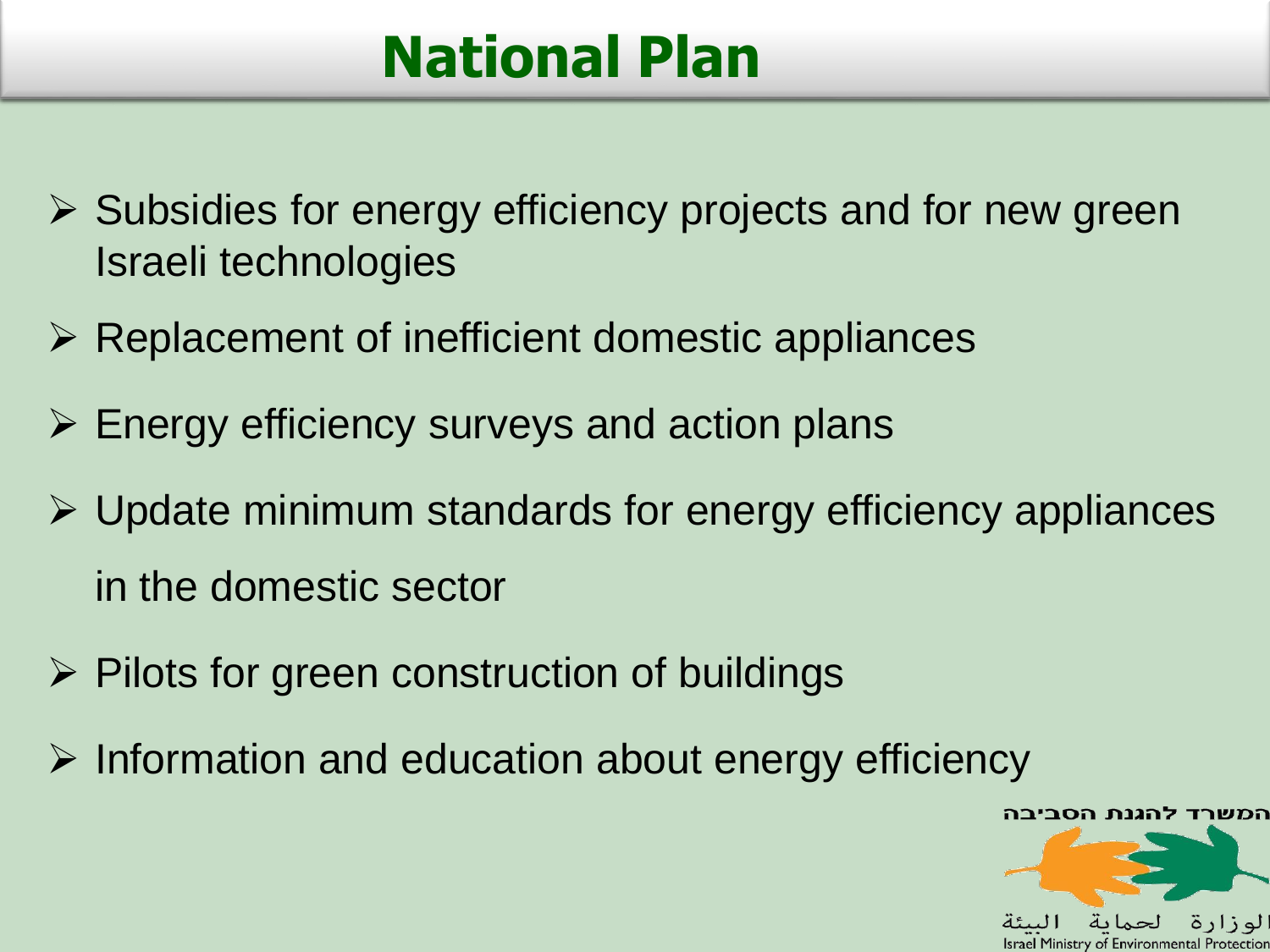# National Plan

- Subsidies for energy efficiency projects and for new green Israeli technologies
- Replacement of inefficient domestic appliances
- Energy efficiency surveys and action plans
- Update minimum standards for energy efficiency appliances in the domestic sector
- Pilots for green construction of buildings
- Information and education about energy efficiency

המשרד להגנת הסביבה

الوزارة لحماية البيئة

Israel Ministry of Environmental Protection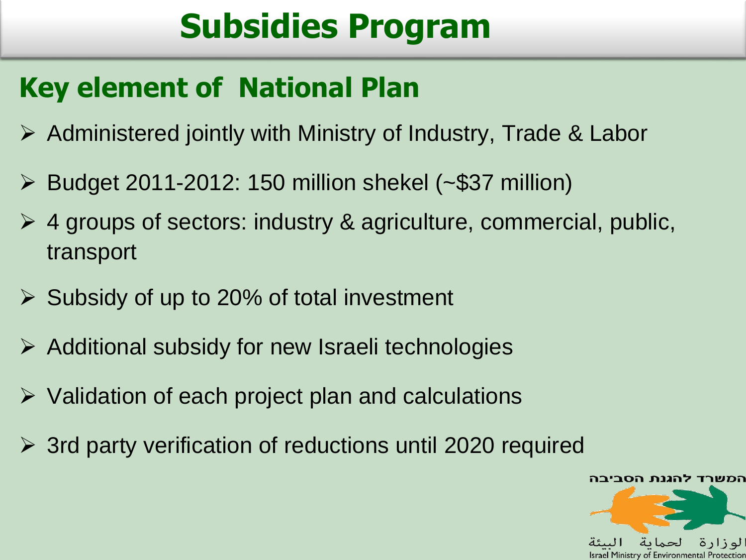# Subsidies Program

## Key element of National Plan

- Administered jointly with Ministry of Industry, Trade & Labor
- Budget 2011-2012: 150 million shekel (~$37 million)
- 4 groups of sectors: industry & agriculture, commercial, public, transport
- Subsidy of up to 20% of total investment
- Additional subsidy for new Israeli technologies
- Validation of each project plan and calculations
- 3rd party verification of reductions until 2020 required

המשרד להגנת הסביבה
الوزارة لحماية البيئة
Israel Ministry of Environmental Protection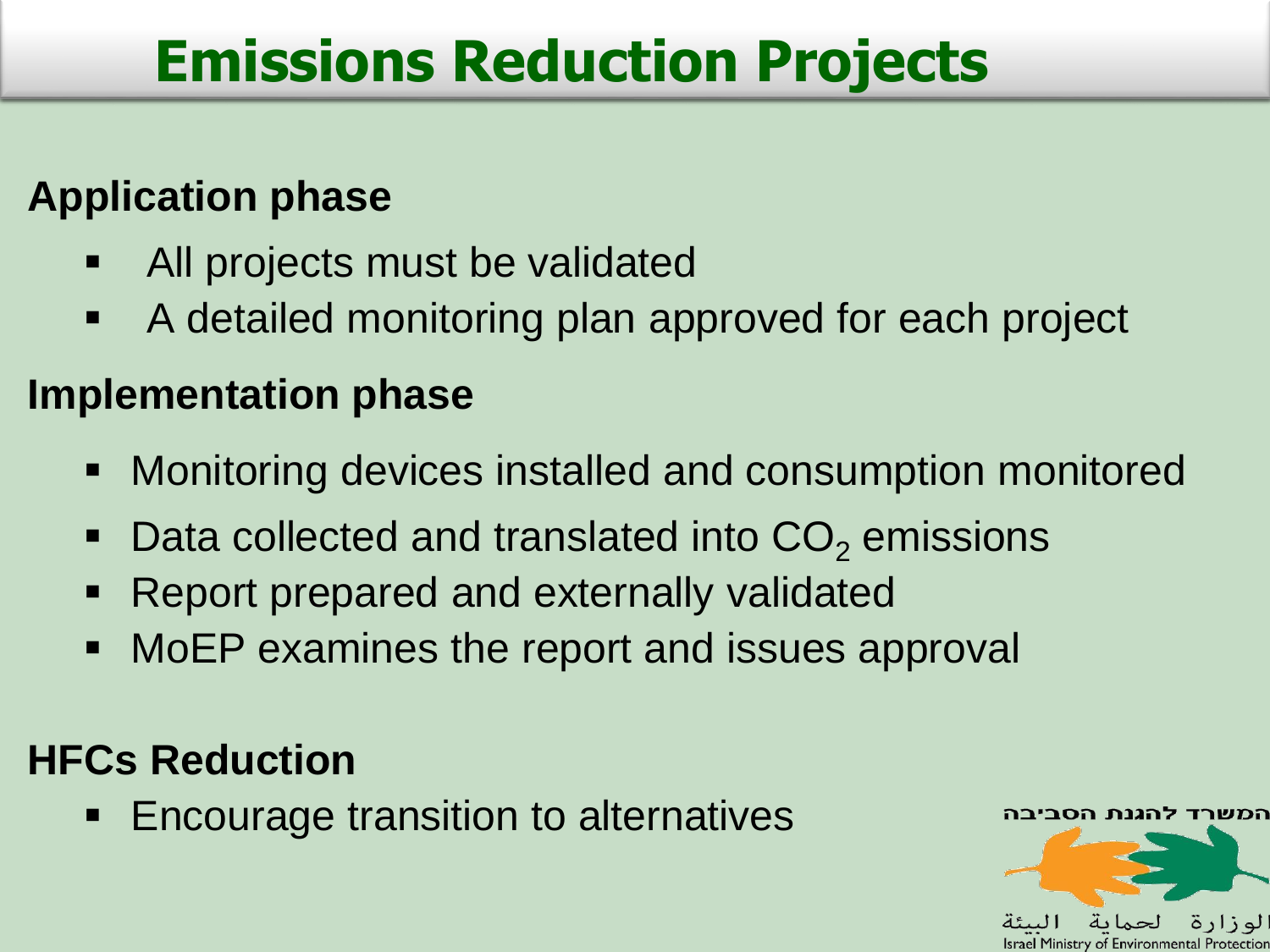# Emissions Reduction Projects

**Application phase**

- All projects must be validated
- A detailed monitoring plan approved for each project

**Implementation phase**

- Monitoring devices installed and consumption monitored
- Data collected and translated into $CO_2$ emissions
- Report prepared and externally validated
- MoEP examines the report and issues approval

**HFCs Reduction**

- Encourage transition to alternatives

המשרד להגנת הסביבה

الوزارة لحماية البيئة

Israel Ministry of Environmental Protection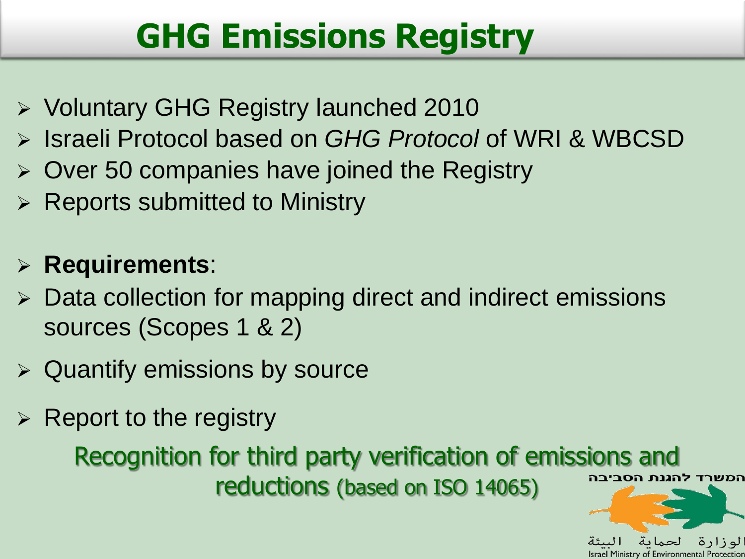# GHG Emissions Registry

- Voluntary GHG Registry launched 2010
- Israeli Protocol based on *GHG Protocol* of WRI & WBCSD
- Over 50 companies have joined the Registry
- Reports submitted to Ministry

- **Requirements**:
- Data collection for mapping direct and indirect emissions sources (Scopes 1 & 2)
- Quantify emissions by source
- Report to the registry

Recognition for third party verification of emissions and reductions (based on ISO 14065)

המשרד להגנת הסביבה

الوزارة لحماية البيئة

Israel Ministry of Environmental Protection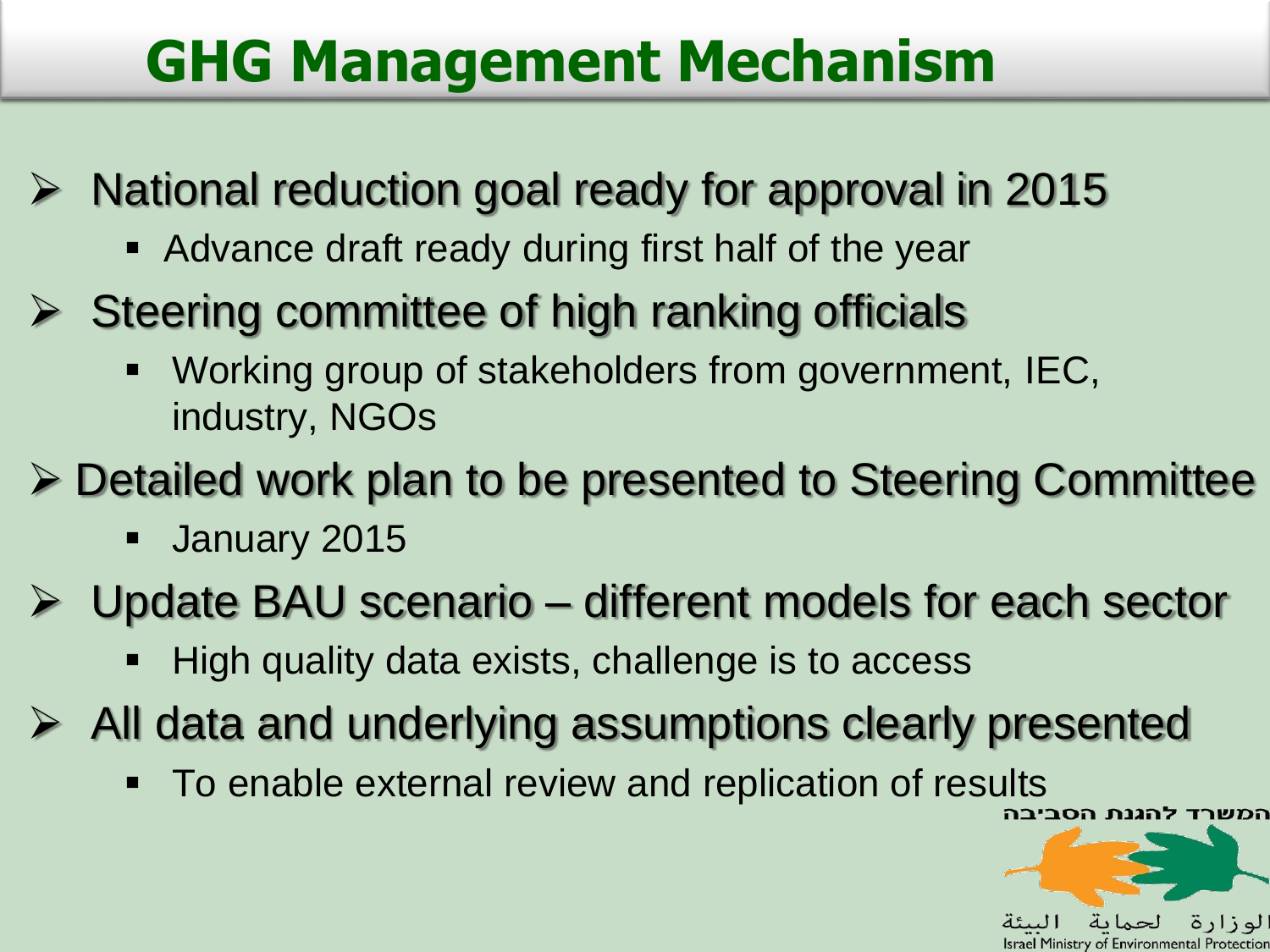# GHG Management Mechanism

- National reduction goal ready for approval in 2015
  - Advance draft ready during first half of the year
- Steering committee of high ranking officials
  - Working group of stakeholders from government, IEC, industry, NGOs
- Detailed work plan to be presented to Steering Committee
  - January 2015
- Update BAU scenario – different models for each sector
  - High quality data exists, challenge is to access
- All data and underlying assumptions clearly presented
  - To enable external review and replication of results

המשרד להגנת הסביבה

الوزارة لحماية البيئة

Israel Ministry of Environmental Protection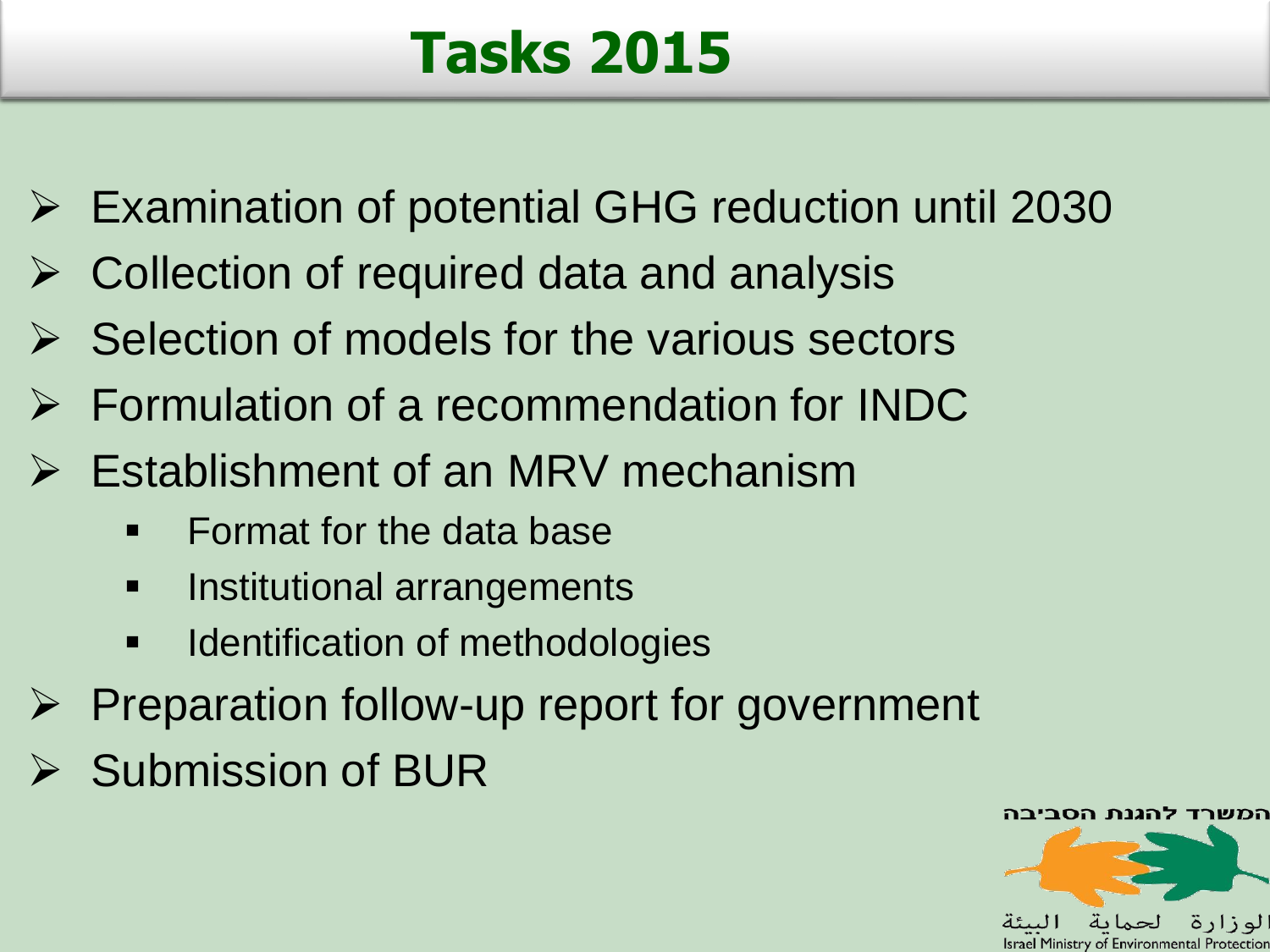# Tasks 2015

- Examination of potential GHG reduction until 2030
- Collection of required data and analysis
- Selection of models for the various sectors
- Formulation of a recommendation for INDC
- Establishment of an MRV mechanism
  - Format for the data base
  - Institutional arrangements
  - Identification of methodologies
- Preparation follow-up report for government
- Submission of BUR

המשרד להגנת הסביבה
الوزارة لحماية البيئة
Israel Ministry of Environmental Protection